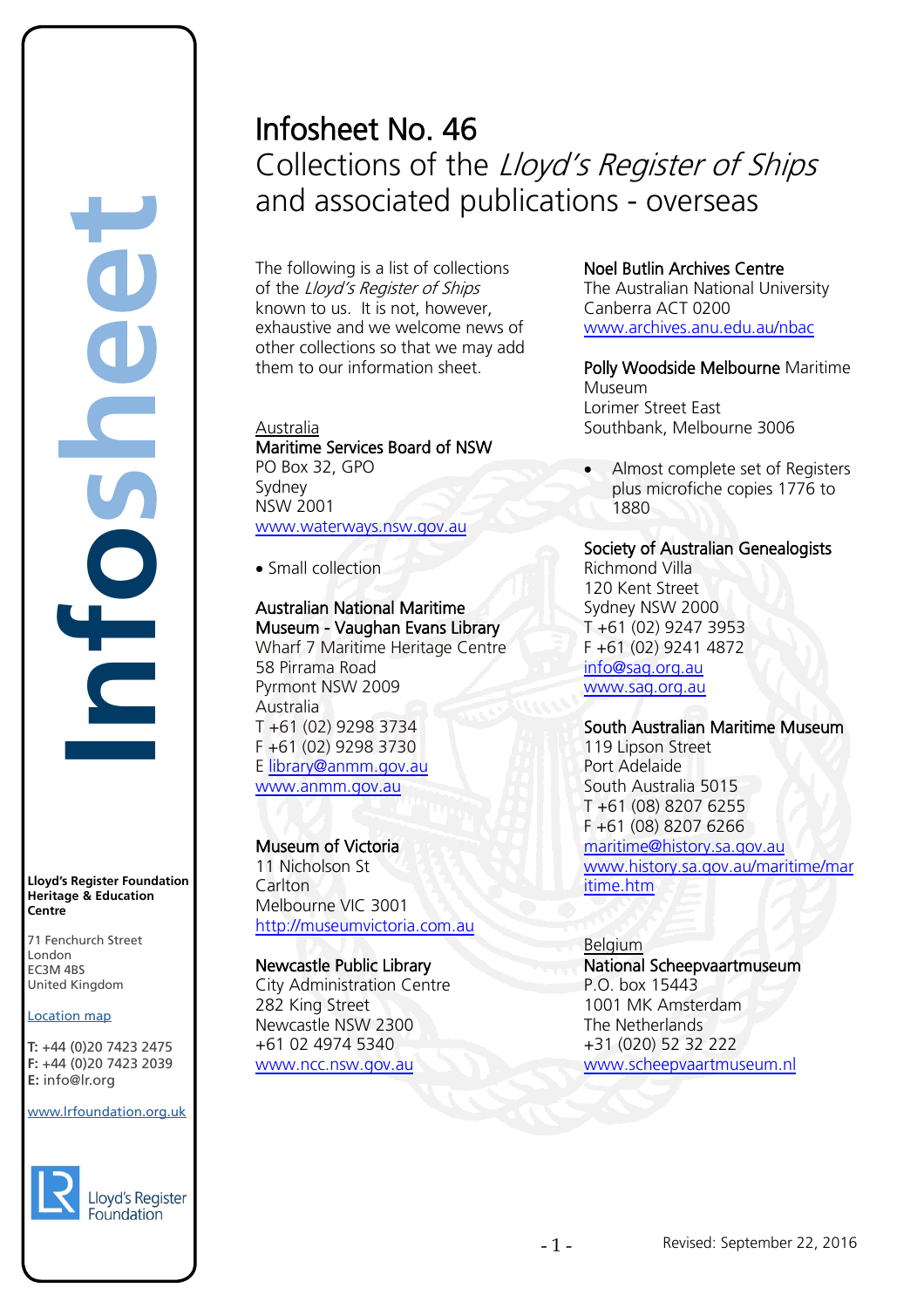# Infosheet No. 46

## Collections of the *Lloyd's Register of Ships* and associated publications - overseas

The following is a list of collections of the *Lloyd's Register of Ships* known to us. It is not, however, exhaustive and we welcome news of other collections so that we may add them to our information sheet.

### Australia

**Maritime Services Board of NSW**
PO Box 32, GPO
Sydney
NSW 2001
www.waterways.nsw.gov.au

- Small collection

**Australian National Maritime Museum - Vaughan Evans Library**
Wharf 7 Maritime Heritage Centre
58 Pirrama Road
Pyrmont NSW 2009
Australia
T +61 (02) 9298 3734
F +61 (02) 9298 3730
E library@anmm.gov.au
www.anmm.gov.au

**Museum of Victoria**
11 Nicholson St
Carlton
Melbourne VIC 3001
http://museumvictoria.com.au

**Newcastle Public Library**
City Administration Centre
282 King Street
Newcastle NSW 2300
+61 02 4974 5340
www.ncc.nsw.gov.au

**Noel Butlin Archives Centre**
The Australian National University
Canberra ACT 0200
www.archives.anu.edu.au/nbac

**Polly Woodside Melbourne** Maritime Museum
Lorimer Street East
Southbank, Melbourne 3006

- Almost complete set of Registers plus microfiche copies 1776 to 1880

**Society of Australian Genealogists**
Richmond Villa
120 Kent Street
Sydney NSW 2000
T +61 (02) 9247 3953
F +61 (02) 9241 4872
info@sag.org.au
www.sag.org.au

**South Australian Maritime Museum**
119 Lipson Street
Port Adelaide
South Australia 5015
T +61 (08) 8207 6255
F +61 (08) 8207 6266
maritime@history.sa.gov.au
www.history.sa.gov.au/maritime/maritime.htm

### Belgium

**National Scheepvaartmuseum**
P.O. box 15443
1001 MK Amsterdam
The Netherlands
+31 (020) 52 32 222
www.scheepvaartmuseum.nl

Lloyd's Register Foundation Heritage & Education Centre

71 Fenchurch Street
London
EC3M 4BS
United Kingdom

Location map

T: +44 (0)20 7423 2475
F: +44 (0)20 7423 2039
E: info@lr.org

www.lrfoundation.org.uk

Revised: September 22, 2016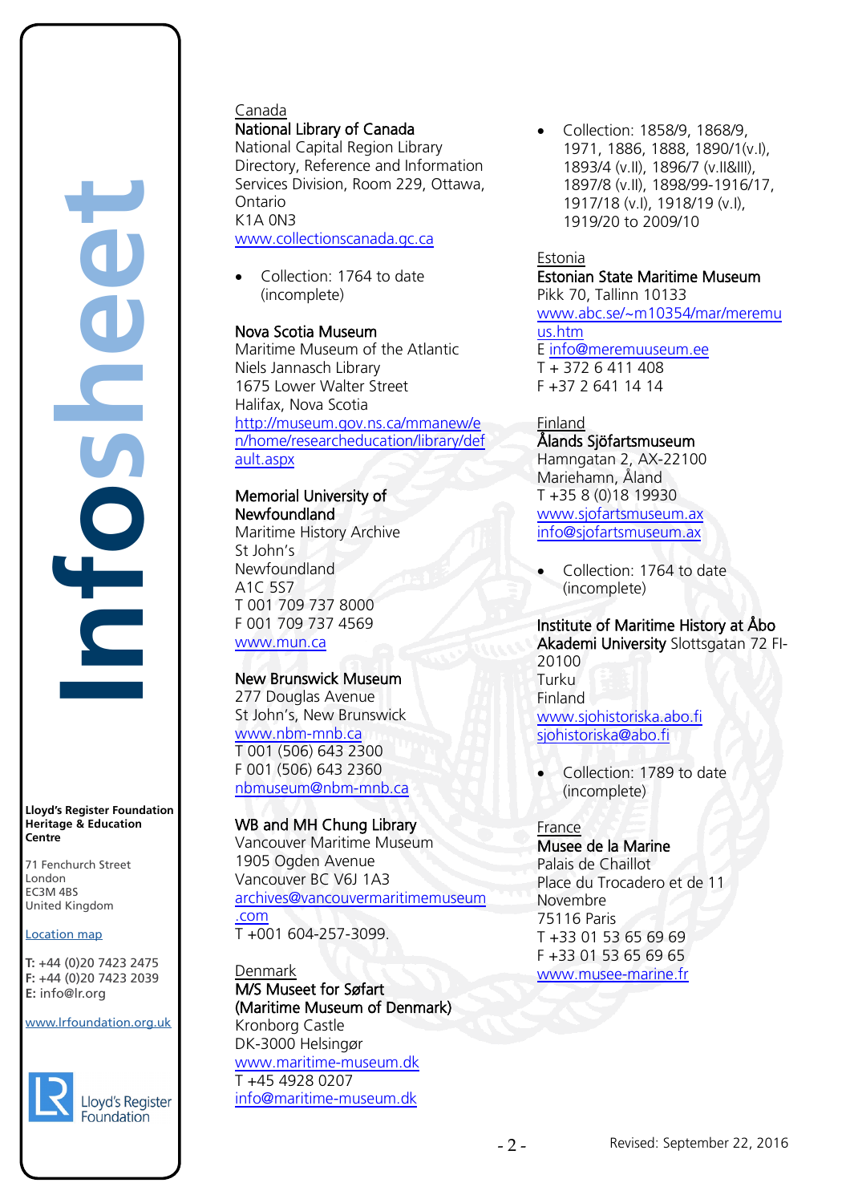Canada

**National Library of Canada**
National Capital Region Library
Directory, Reference and Information Services Division, Room 229, Ottawa, Ontario
K1A 0N3
www.collectionscanada.gc.ca

- Collection: 1764 to date (incomplete)

**Nova Scotia Museum**
Maritime Museum of the Atlantic
Niels Jannasch Library
1675 Lower Walter Street
Halifax, Nova Scotia
http://museum.gov.ns.ca/mmanew/en/home/researcheducation/library/default.aspx

**Memorial University of Newfoundland**
Maritime History Archive
St John's
Newfoundland
A1C 5S7
T 001 709 737 8000
F 001 709 737 4569
www.mun.ca

**New Brunswick Museum**
277 Douglas Avenue
St John's, New Brunswick
www.nbm-mnb.ca
T 001 (506) 643 2300
F 001 (506) 643 2360
nbmuseum@nbm-mnb.ca

**WB and MH Chung Library**
Vancouver Maritime Museum
1905 Ogden Avenue
Vancouver BC V6J 1A3
archives@vancouvermaritimemuseum.com
T +001 604-257-3099.

Denmark

**M/S Museet for Søfart (Maritime Museum of Denmark)**
Kronborg Castle
DK-3000 Helsingør
www.maritime-museum.dk
T +45 4928 0207
info@maritime-museum.dk

- Collection: 1858/9, 1868/9, 1971, 1886, 1888, 1890/1(v.I), 1893/4 (v.II), 1896/7 (v.II&III), 1897/8 (v.II), 1898/99-1916/17, 1917/18 (v.I), 1918/19 (v.I), 1919/20 to 2009/10

Estonia

**Estonian State Maritime Museum**
Pikk 70, Tallinn 10133
www.abc.se/~m10354/mar/meremuus.htm
E info@meremuuseum.ee
T + 372 6 411 408
F +37 2 641 14 14

Finland

**Ålands Sjöfartsmuseum**
Hamngatan 2, AX-22100
Mariehamn, Åland
T +35 8 (0)18 19930
www.sjofartsmuseum.ax
info@sjofartsmuseum.ax

- Collection: 1764 to date (incomplete)

**Institute of Maritime History at Åbo Akademi University** Slottsgatan 72 FI-20100
Turku
Finland
www.sjohistoriska.abo.fi
sjohistoriska@abo.fi

- Collection: 1789 to date (incomplete)

France

**Musee de la Marine**
Palais de Chaillot
Place du Trocadero et de 11 Novembre
75116 Paris
T +33 01 53 65 69 69
F +33 01 53 65 69 65
www.musee-marine.fr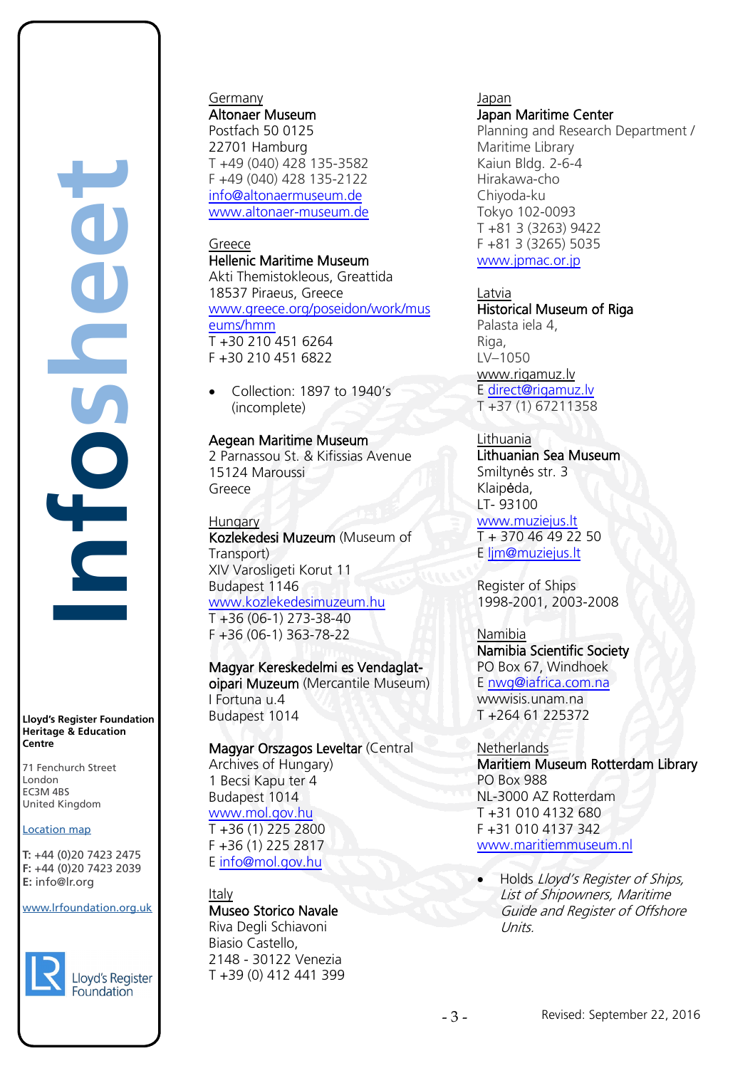Lloyd's Register Foundation Heritage & Education Centre

71 Fenchurch Street
London
EC3M 4BS
United Kingdom

Location map

T: +44 (0)20 7423 2475
F: +44 (0)20 7423 2039
E: info@lr.org

www.lrfoundation.org.uk

Germany
Altonaer Museum
Postfach 50 0125
22701 Hamburg
T +49 (040) 428 135-3582
F +49 (040) 428 135-2122
info@altonaermuseum.de
www.altonaer-museum.de

Greece
Hellenic Maritime Museum
Akti Themistokleous, Greattida
18537 Piraeus, Greece
www.greece.org/poseidon/work/museums/hmm
T +30 210 451 6264
F +30 210 451 6822

- Collection: 1897 to 1940's (incomplete)

Aegean Maritime Museum
2 Parnassou St. & Kifissias Avenue
15124 Maroussi
Greece

Hungary
Kozlekedesi Muzeum (Museum of Transport)
XIV Varosligeti Korut 11
Budapest 1146
www.kozlekedesimuzeum.hu
T +36 (06-1) 273-38-40
F +36 (06-1) 363-78-22

Magyar Kereskedelmi es Vendaglat-oipari Muzeum (Mercantile Museum)
I Fortuna u.4
Budapest 1014

Magyar Orszagos Leveltar (Central Archives of Hungary)
1 Becsi Kapu ter 4
Budapest 1014
www.mol.gov.hu
T +36 (1) 225 2800
F +36 (1) 225 2817
E info@mol.gov.hu

Italy
Museo Storico Navale
Riva Degli Schiavoni
Biasio Castello,
2148 - 30122 Venezia
T +39 (0) 412 441 399

Japan
Japan Maritime Center
Planning and Research Department / Maritime Library
Kaiun Bldg. 2-6-4
Hirakawa-cho
Chiyoda-ku
Tokyo 102-0093
T +81 3 (3263) 9422
F +81 3 (3265) 5035
www.jpmac.or.jp

Latvia
Historical Museum of Riga
Palasta iela 4,
Riga,
LV–1050
www.rigamuz.lv
E direct@rigamuz.lv
T +37 (1) 67211358

Lithuania
Lithuanian Sea Museum
Smiltynės str. 3
Klaipėda,
LT- 93100
www.muziejus.lt
T + 370 46 49 22 50
E ljm@muziejus.lt

Register of Ships
1998-2001, 2003-2008

Namibia
Namibia Scientific Society
PO Box 67, Windhoek
E nwg@iafrica.com.na
wwwisis.unam.na
T +264 61 225372

Netherlands
Maritiem Museum Rotterdam Library
PO Box 988
NL-3000 AZ Rotterdam
T +31 010 4132 680
F +31 010 4137 342
www.maritiemmuseum.nl

- Holds *Lloyd's Register of Ships, List of Shipowners, Maritime Guide and Register of Offshore Units.*

Revised: September 22, 2016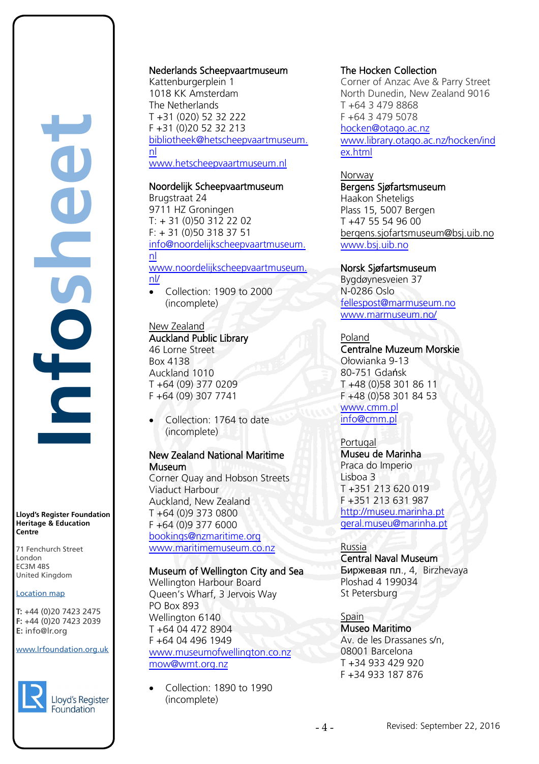**Nederlands Scheepvaartmuseum**
Kattenburgerplein 1
1018 KK Amsterdam
The Netherlands
T +31 (020) 52 32 222
F +31 (0)20 52 32 213
bibliotheek@hetscheepvaartmuseum.nl
www.hetscheepvaartmuseum.nl

**Noordelijk Scheepvaartmuseum**
Brugstraat 24
9711 HZ Groningen
T: + 31 (0)50 312 22 02
F: + 31 (0)50 318 37 51
info@noordelijkscheepvaartmuseum.nl
www.noordelijkscheepvaartmuseum.nl/

- Collection: 1909 to 2000 (incomplete)

New Zealand

**Auckland Public Library**
46 Lorne Street
Box 4138
Auckland 1010
T +64 (09) 377 0209
F +64 (09) 307 7741

- Collection: 1764 to date (incomplete)

**New Zealand National Maritime Museum**
Corner Quay and Hobson Streets
Viaduct Harbour
Auckland, New Zealand
T +64 (0)9 373 0800
F +64 (0)9 377 6000
bookings@nzmaritime.org
www.maritimemuseum.co.nz

**Museum of Wellington City and Sea**
Wellington Harbour Board
Queen's Wharf, 3 Jervois Way
PO Box 893
Wellington 6140
T +64 04 472 8904
F +64 04 496 1949
www.museumofwellington.co.nz
mow@wmt.org.nz

- Collection: 1890 to 1990 (incomplete)

**The Hocken Collection**
Corner of Anzac Ave & Parry Street
North Dunedin, New Zealand 9016
T +64 3 479 8868
F +64 3 479 5078
hocken@otago.ac.nz
www.library.otago.ac.nz/hocken/index.html

Norway

**Bergens Sjøfartsmuseum**
Haakon Sheteligs
Plass 15, 5007 Bergen
T +47 55 54 96 00
bergens.sjofartsmuseum@bsj.uib.no
www.bsj.uib.no

**Norsk Sjøfartsmuseum**
Bygdøynesveien 37
N-0286 Oslo
fellespost@marmuseum.no
www.marmuseum.no/

Poland

**Centralne Muzeum Morskie**
Ołowianka 9-13
80-751 Gdańsk
T +48 (0)58 301 86 11
F +48 (0)58 301 84 53
www.cmm.pl
info@cmm.pl

Portugal

**Museu de Marinha**
Praca do Imperio
Lisboa 3
T +351 213 620 019
F +351 213 631 987
http://museu.marinha.pt
geral.museu@marinha.pt

Russia

**Central Naval Museum**
Биржевая пл., 4, Birzhevaya
Ploshad 4 199034
St Petersburg

Spain

**Museo Maritimo**
Av. de les Drassanes s/n,
08001 Barcelona
T +34 933 429 920
F +34 933 187 876

Revised: September 22, 2016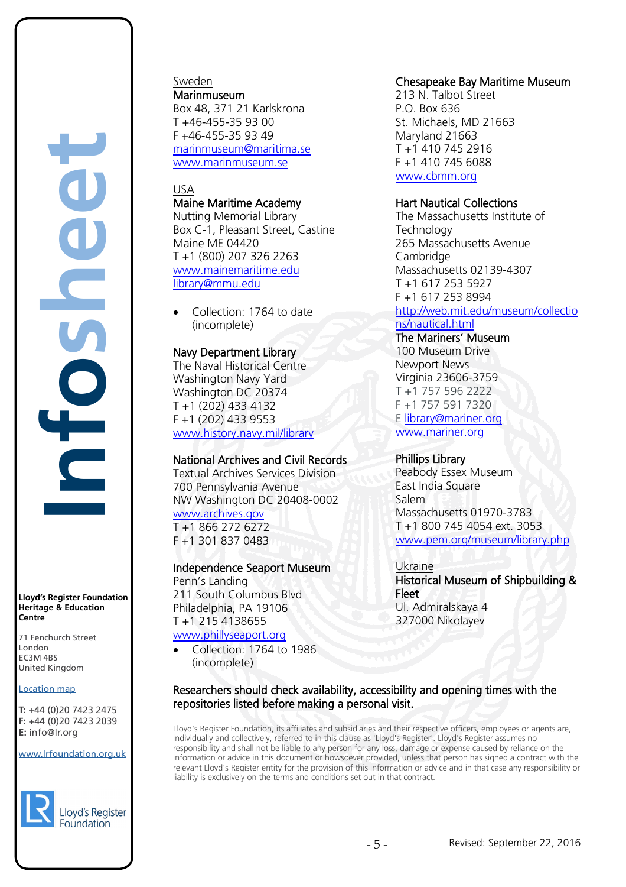Sweden

**Marinmuseum**
Box 48, 371 21 Karlskrona
T +46-455-35 93 00
F +46-455-35 93 49
marinmuseum@maritima.se
www.marinmuseum.se

USA

**Maine Maritime Academy**
Nutting Memorial Library
Box C-1, Pleasant Street, Castine
Maine ME 04420
T +1 (800) 207 326 2263
www.mainemaritime.edu
library@mmu.edu

- Collection: 1764 to date (incomplete)

**Navy Department Library**
The Naval Historical Centre
Washington Navy Yard
Washington DC 20374
T +1 (202) 433 4132
F +1 (202) 433 9553
www.history.navy.mil/library

**National Archives and Civil Records**
Textual Archives Services Division
700 Pennsylvania Avenue
NW Washington DC 20408-0002
www.archives.gov
T +1 866 272 6272
F +1 301 837 0483

**Independence Seaport Museum**
Penn's Landing
211 South Columbus Blvd
Philadelphia, PA 19106
T +1 215 4138655
www.phillyseaport.org

- Collection: 1764 to 1986 (incomplete)

**Chesapeake Bay Maritime Museum**
213 N. Talbot Street
P.O. Box 636
St. Michaels, MD 21663
Maryland 21663
T +1 410 745 2916
F +1 410 745 6088
www.cbmm.org

**Hart Nautical Collections**
The Massachusetts Institute of Technology
265 Massachusetts Avenue
Cambridge
Massachusetts 02139-4307
T +1 617 253 5927
F +1 617 253 8994
http://web.mit.edu/museum/collections/nautical.html

**The Mariners' Museum**
100 Museum Drive
Newport News
Virginia 23606-3759
T +1 757 596 2222
F +1 757 591 7320
E library@mariner.org
www.mariner.org

**Phillips Library**
Peabody Essex Museum
East India Square
Salem
Massachusetts 01970-3783
T +1 800 745 4054 ext. 3053
www.pem.org/museum/library.php

Ukraine

**Historical Museum of Shipbuilding & Fleet**
Ul. Admiralskaya 4
327000 Nikolayev

Researchers should check availability, accessibility and opening times with the repositories listed before making a personal visit.

Lloyd's Register Foundation, its affiliates and subsidiaries and their respective officers, employees or agents are, individually and collectively, referred to in this clause as 'Lloyd's Register'. Lloyd's Register assumes no responsibility and shall not be liable to any person for any loss, damage or expense caused by reliance on the information or advice in this document or howsoever provided, unless that person has signed a contract with the relevant Lloyd's Register entity for the provision of this information or advice and in that case any responsibility or liability is exclusively on the terms and conditions set out in that contract.

Revised: September 22, 2016

**Lloyd's Register Foundation Heritage & Education Centre**

71 Fenchurch Street
London
EC3M 4BS
United Kingdom

Location map

**T:** +44 (0)20 7423 2475
**F:** +44 (0)20 7423 2039
**E:** info@lr.org

www.lrfoundation.org.uk

Lloyd's Register Foundation